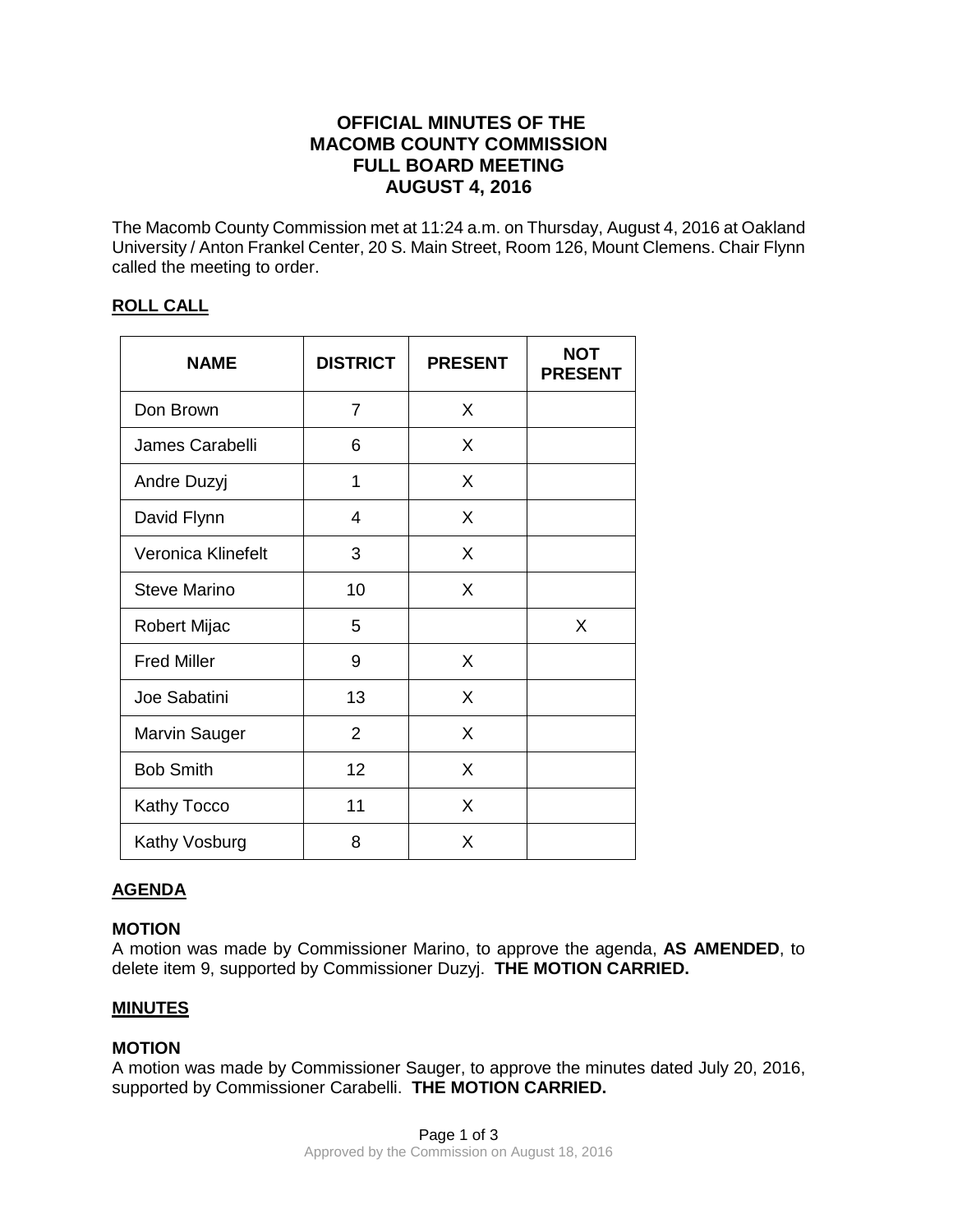# OFFICIAL MINUTES OF THE MACOMB COUNTY COMMISSION FULL BOARD MEETING AUGUST 4, 2016

The Macomb County Commission met at 11:24 a.m. on Thursday, August 4, 2016 at Oakland University / Anton Frankel Center, 20 S. Main Street, Room 126, Mount Clemens. Chair Flynn called the meeting to order.

## ROLL CALL

| NAME | DISTRICT | PRESENT | NOT PRESENT |
|---|---|---|---|
| Don Brown | 7 | X | |
| James Carabelli | 6 | X | |
| Andre Duzyj | 1 | X | |
| David Flynn | 4 | X | |
| Veronica Klinefelt | 3 | X | |
| Steve Marino | 10 | X | |
| Robert Mijac | 5 | | X |
| Fred Miller | 9 | X | |
| Joe Sabatini | 13 | X | |
| Marvin Sauger | 2 | X | |
| Bob Smith | 12 | X | |
| Kathy Tocco | 11 | X | |
| Kathy Vosburg | 8 | X | |

## AGENDA

### MOTION

A motion was made by Commissioner Marino, to approve the agenda, **AS AMENDED**, to delete item 9, supported by Commissioner Duzyj. **THE MOTION CARRIED.**

## MINUTES

### MOTION

A motion was made by Commissioner Sauger, to approve the minutes dated July 20, 2016, supported by Commissioner Carabelli. **THE MOTION CARRIED.**

Approved by the Commission on August 18, 2016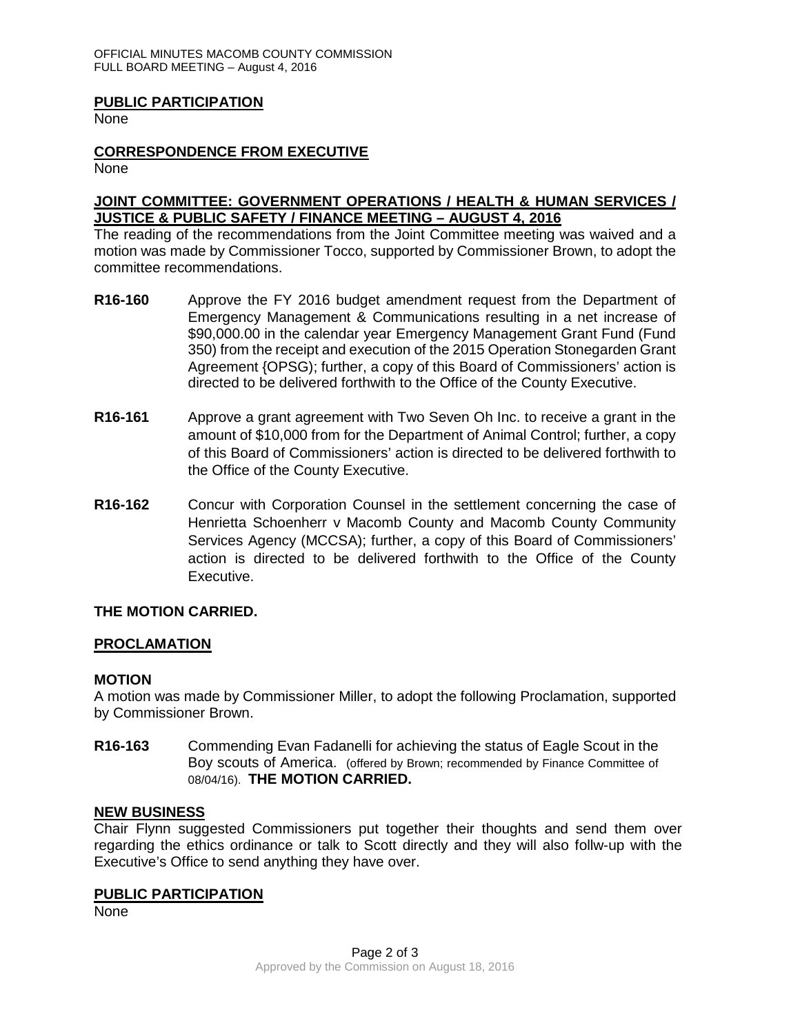## PUBLIC PARTICIPATION

None

## CORRESPONDENCE FROM EXECUTIVE

None

## JOINT COMMITTEE: GOVERNMENT OPERATIONS / HEALTH & HUMAN SERVICES / JUSTICE & PUBLIC SAFETY / FINANCE MEETING – AUGUST 4, 2016

The reading of the recommendations from the Joint Committee meeting was waived and a motion was made by Commissioner Tocco, supported by Commissioner Brown, to adopt the committee recommendations.

**R16-160** Approve the FY 2016 budget amendment request from the Department of Emergency Management & Communications resulting in a net increase of $90,000.00 in the calendar year Emergency Management Grant Fund (Fund 350) from the receipt and execution of the 2015 Operation Stonegarden Grant Agreement {OPSG); further, a copy of this Board of Commissioners' action is directed to be delivered forthwith to the Office of the County Executive.

**R16-161** Approve a grant agreement with Two Seven Oh Inc. to receive a grant in the amount of $10,000 from for the Department of Animal Control; further, a copy of this Board of Commissioners' action is directed to be delivered forthwith to the Office of the County Executive.

**R16-162** Concur with Corporation Counsel in the settlement concerning the case of Henrietta Schoenherr v Macomb County and Macomb County Community Services Agency (MCCSA); further, a copy of this Board of Commissioners' action is directed to be delivered forthwith to the Office of the County Executive.

**THE MOTION CARRIED.**

## PROCLAMATION

**MOTION**

A motion was made by Commissioner Miller, to adopt the following Proclamation, supported by Commissioner Brown.

**R16-163** Commending Evan Fadanelli for achieving the status of Eagle Scout in the Boy scouts of America. (offered by Brown; recommended by Finance Committee of 08/04/16). **THE MOTION CARRIED.**

## NEW BUSINESS

Chair Flynn suggested Commissioners put together their thoughts and send them over regarding the ethics ordinance or talk to Scott directly and they will also follw-up with the Executive's Office to send anything they have over.

## PUBLIC PARTICIPATION

None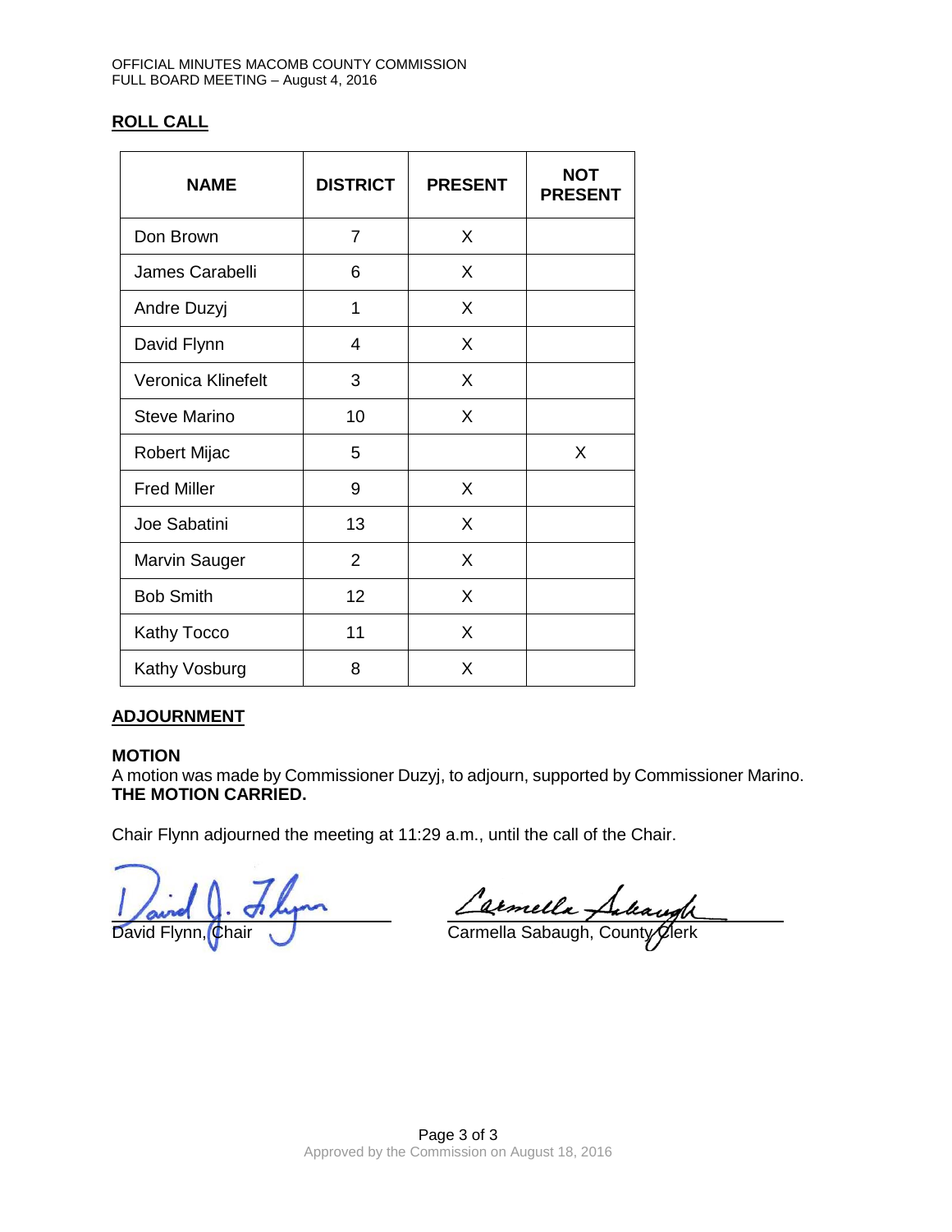## ROLL CALL

| NAME | DISTRICT | PRESENT | NOT PRESENT |
|---|---|---|---|
| Don Brown | 7 | X | |
| James Carabelli | 6 | X | |
| Andre Duzyj | 1 | X | |
| David Flynn | 4 | X | |
| Veronica Klinefelt | 3 | X | |
| Steve Marino | 10 | X | |
| Robert Mijac | 5 | | X |
| Fred Miller | 9 | X | |
| Joe Sabatini | 13 | X | |
| Marvin Sauger | 2 | X | |
| Bob Smith | 12 | X | |
| Kathy Tocco | 11 | X | |
| Kathy Vosburg | 8 | X | |

## ADJOURNMENT

**MOTION**
A motion was made by Commissioner Duzyj, to adjourn, supported by Commissioner Marino.
**THE MOTION CARRIED.**

Chair Flynn adjourned the meeting at 11:29 a.m., until the call of the Chair.

David Flynn, Chair

Carmella Sabaugh, County Clerk

Approved by the Commission on August 18, 2016